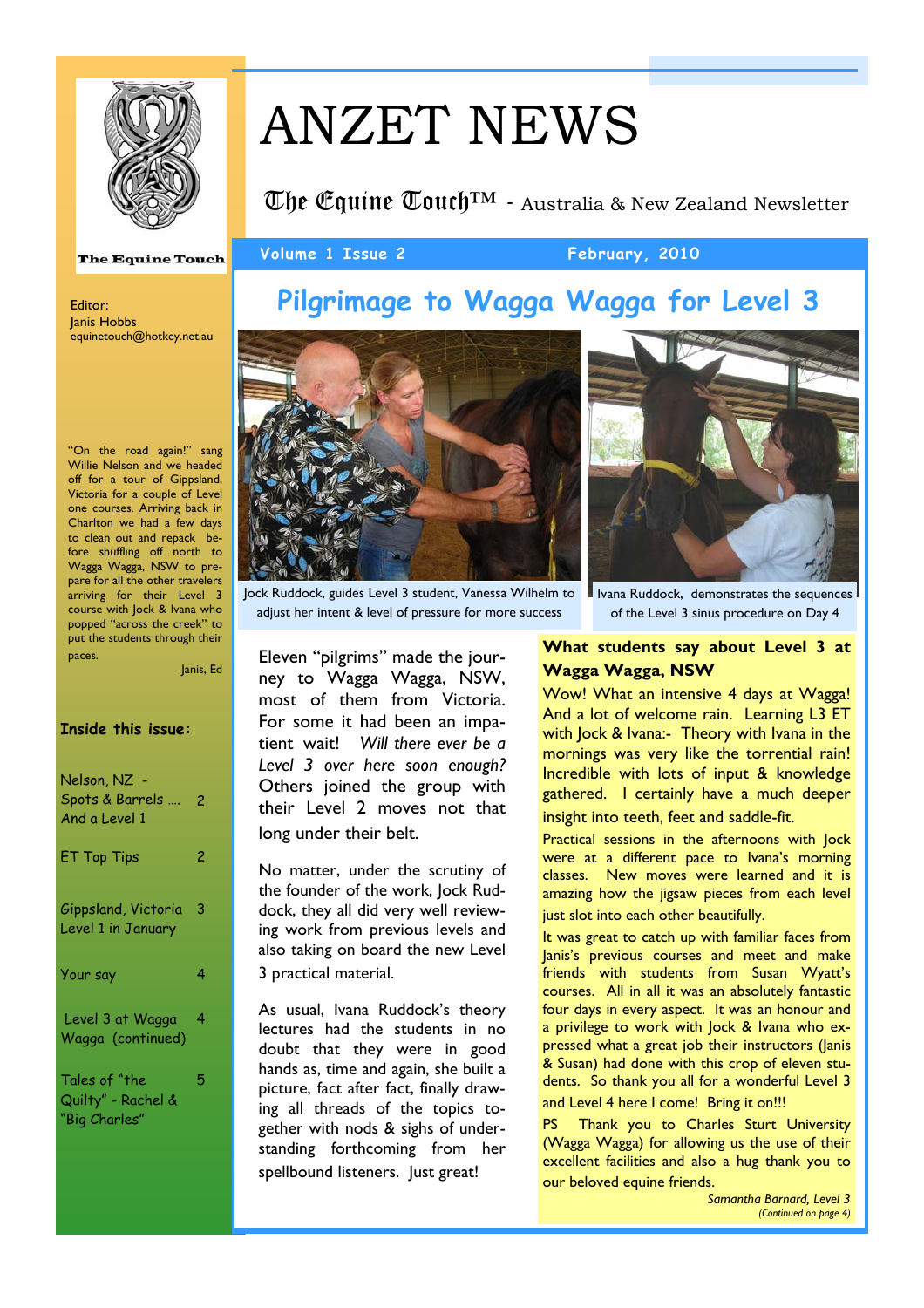# ANZET NEWS

**The Equine Touch™** - Australia & New Zealand Newsletter

The Equine Touch

Volume 1 Issue 2 — February, 2010

Editor:
Janis Hobbs
equinetouch@hotkey.net.au

"On the road again!" sang Willie Nelson and we headed off for a tour of Gippsland, Victoria for a couple of Level one courses. Arriving back in Charlton we had a few days to clean out and repack before shuffling off north to Wagga Wagga, NSW to prepare for all the other travelers arriving for their Level 3 course with Jock & Ivana who popped "across the creek" to put the students through their paces.

Janis, Ed

**Inside this issue:**

| | |
|---|---|
| Nelson, NZ - Spots & Barrels .... And a Level 1 | 2 |
| ET Top Tips | 2 |
| Gippsland, Victoria Level 1 in January | 3 |
| Your say | 4 |
| Level 3 at Wagga Wagga (continued) | 4 |
| Tales of "the Quilty" - Rachel & "Big Charles" | 5 |

## Pilgrimage to Wagga Wagga for Level 3

Jock Ruddock, guides Level 3 student, Vanessa Wilhelm to adjust her intent & level of pressure for more success

Ivana Ruddock, demonstrates the sequences of the Level 3 sinus procedure on Day 4

Eleven "pilgrims" made the journey to Wagga Wagga, NSW, most of them from Victoria. For some it had been an impatient wait! *Will there ever be a Level 3 over here soon enough?* Others joined the group with their Level 2 moves not that long under their belt.

No matter, under the scrutiny of the founder of the work, Jock Ruddock, they all did very well reviewing work from previous levels and also taking on board the new Level 3 practical material.

As usual, Ivana Ruddock's theory lectures had the students in no doubt that they were in good hands as, time and again, she built a picture, fact after fact, finally drawing all threads of the topics together with nods & sighs of understanding forthcoming from her spellbound listeners. Just great!

### What students say about Level 3 at Wagga Wagga, NSW

Wow! What an intensive 4 days at Wagga! And a lot of welcome rain. Learning L3 ET with Jock & Ivana:- Theory with Ivana in the mornings was very like the torrential rain! Incredible with lots of input & knowledge gathered. I certainly have a much deeper insight into teeth, feet and saddle-fit.

Practical sessions in the afternoons with Jock were at a different pace to Ivana's morning classes. New moves were learned and it is amazing how the jigsaw pieces from each level just slot into each other beautifully.

It was great to catch up with familiar faces from Janis's previous courses and meet and make friends with students from Susan Wyatt's courses. All in all it was an absolutely fantastic four days in every aspect. It was an honour and a privilege to work with Jock & Ivana who expressed what a great job their instructors (Janis & Susan) had done with this crop of eleven students. So thank you all for a wonderful Level 3 and Level 4 here I come! Bring it on!!!

PS Thank you to Charles Sturt University (Wagga Wagga) for allowing us the use of their excellent facilities and also a hug thank you to our beloved equine friends.

*Samantha Barnard, Level 3*

*(Continued on page 4)*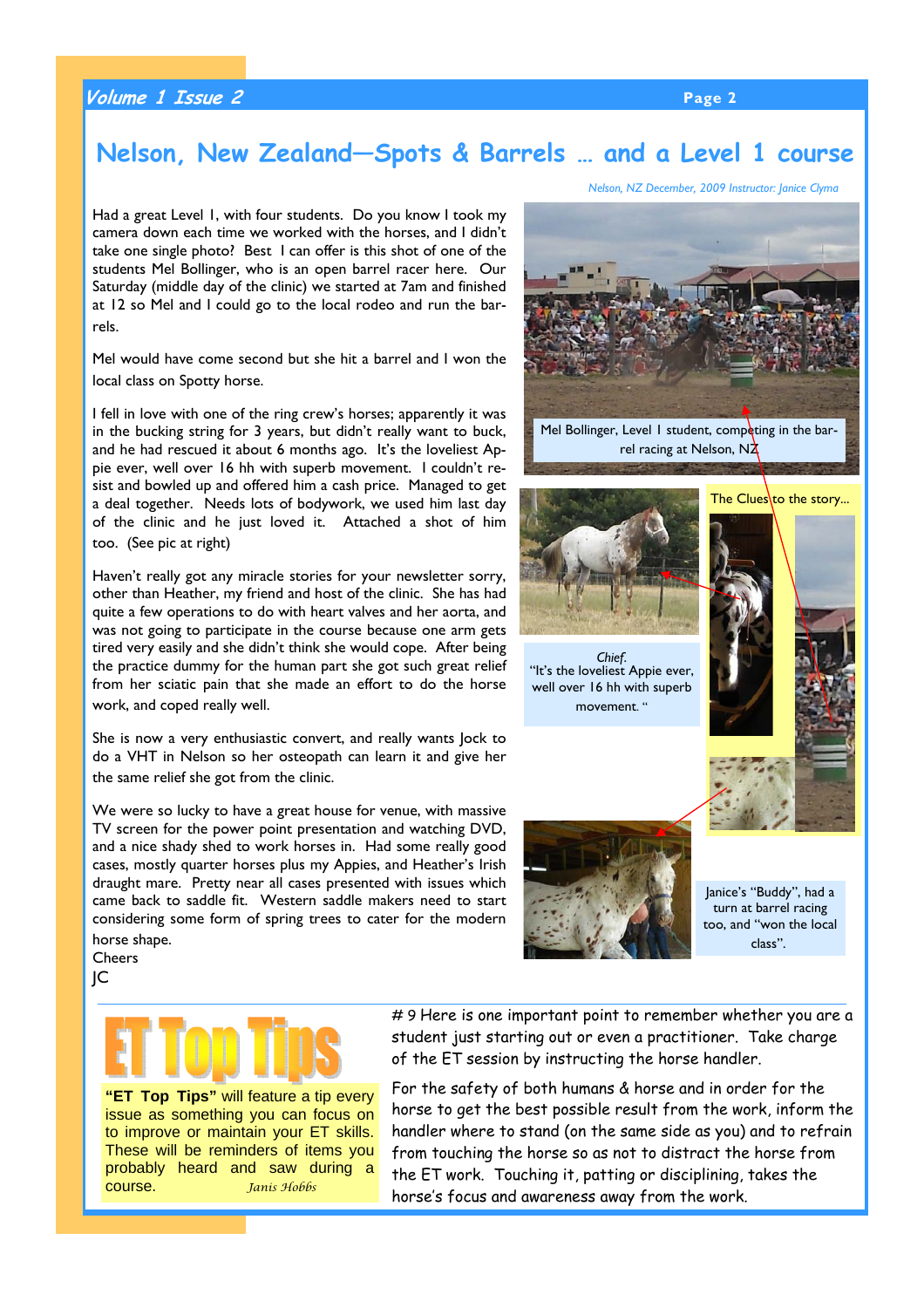# Nelson, New Zealand—Spots & Barrels … and a Level 1 course

*Nelson, NZ December, 2009 Instructor: Janice Clyma*

Had a great Level 1, with four students. Do you know I took my camera down each time we worked with the horses, and I didn't take one single photo? Best I can offer is this shot of one of the students Mel Bollinger, who is an open barrel racer here. Our Saturday (middle day of the clinic) we started at 7am and finished at 12 so Mel and I could go to the local rodeo and run the barrels.

Mel would have come second but she hit a barrel and I won the local class on Spotty horse.

I fell in love with one of the ring crew's horses; apparently it was in the bucking string for 3 years, but didn't really want to buck, and he had rescued it about 6 months ago. It's the loveliest Appie ever, well over 16 hh with superb movement. I couldn't resist and bowled up and offered him a cash price. Managed to get a deal together. Needs lots of bodywork, we used him last day of the clinic and he just loved it. Attached a shot of him too. (See pic at right)

Haven't really got any miracle stories for your newsletter sorry, other than Heather, my friend and host of the clinic. She has had quite a few operations to do with heart valves and her aorta, and was not going to participate in the course because one arm gets tired very easily and she didn't think she would cope. After being the practice dummy for the human part she got such great relief from her sciatic pain that she made an effort to do the horse work, and coped really well.

She is now a very enthusiastic convert, and really wants Jock to do a VHT in Nelson so her osteopath can learn it and give her the same relief she got from the clinic.

We were so lucky to have a great house for venue, with massive TV screen for the power point presentation and watching DVD, and a nice shady shed to work horses in. Had some really good cases, mostly quarter horses plus my Appies, and Heather's Irish draught mare. Pretty near all cases presented with issues which came back to saddle fit. Western saddle makers need to start considering some form of spring trees to cater for the modern horse shape.

Cheers
JC

Mel Bollinger, Level I student, competing in the barrel racing at Nelson, NZ

The Clues to the story…

*Chief.*
"It's the loveliest Appie ever, well over 16 hh with superb movement."

Janice's "Buddy", had a turn at barrel racing too, and "won the local class".

## ET Top Tips

**"ET Top Tips"** will feature a tip every issue as something you can focus on to improve or maintain your ET skills. These will be reminders of items you probably heard and saw during a course. *Janis Hobbs*

# 9 Here is one important point to remember whether you are a student just starting out or even a practitioner. Take charge of the ET session by instructing the horse handler.

For the safety of both humans & horse and in order for the horse to get the best possible result from the work, inform the handler where to stand (on the same side as you) and to refrain from touching the horse so as not to distract the horse from the ET work. Touching it, patting or disciplining, takes the horse's focus and awareness away from the work.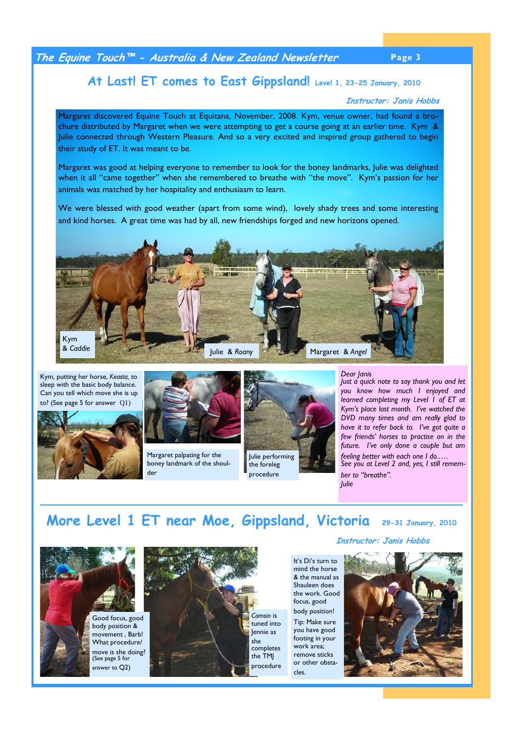## At Last! ET comes to East Gippsland! Level 1, 23-25 January, 2010

***Instructor: Janis Hobbs***

Margaret discovered Equine Touch at Equitana, November, 2008. Kym, venue owner, had found a brochure distributed by Margaret when we were attempting to get a course going at an earlier time. Kym & Julie connected through Western Pleasure. And so a very excited and inspired group gathered to begin their study of ET. It was meant to be.

Margaret was good at helping everyone to remember to look for the boney landmarks, Julie was delighted when it all "came together" when she remembered to breathe with "the move". Kym's passion for her animals was matched by her hospitality and enthusiasm to learn.

We were blessed with good weather (apart from some wind), lovely shady trees and some interesting and kind horses. A great time was had by all, new friendships forged and new horizons opened.

Kym & *Caddie*

Julie & *Roany*

Margaret & *Angel*

Kym, putting her horse, *Keasta*, to sleep with the basic body balance. Can you tell which move she is up to? (See page 5 for answer Q1)

Margaret palpating for the boney landmark of the shoulder

Julie performing the foreleg procedure

*Dear Janis*
*Just a quick note to say thank you and let you know how much I enjoyed and learned completing my Level I of ET at Kym's place last month. I've watched the DVD many times and am really glad to have it to refer back to. I've got quite a few friends' horses to practise on in the future. I've only done a couple but am feeling better with each one I do.….*
*See you at Level 2 and, yes, I still remember to "breathe".*
*Julie*

## More Level 1 ET near Moe, Gippsland, Victoria 29-31 January, 2010

***Instructor: Janis Hobbs***

Good focus, good body position & movement , Barb! What procedure/ move is she doing? (See page 5 for answer to Q2)

*Camsin* is tuned into Jennie as she completes the TMJ procedure

It's Di's turn to mind the horse & the manual as Shauleen does the work. Good focus, good body position!

Tip: Make sure you have good footing in your work area; remove sticks or other obstacles.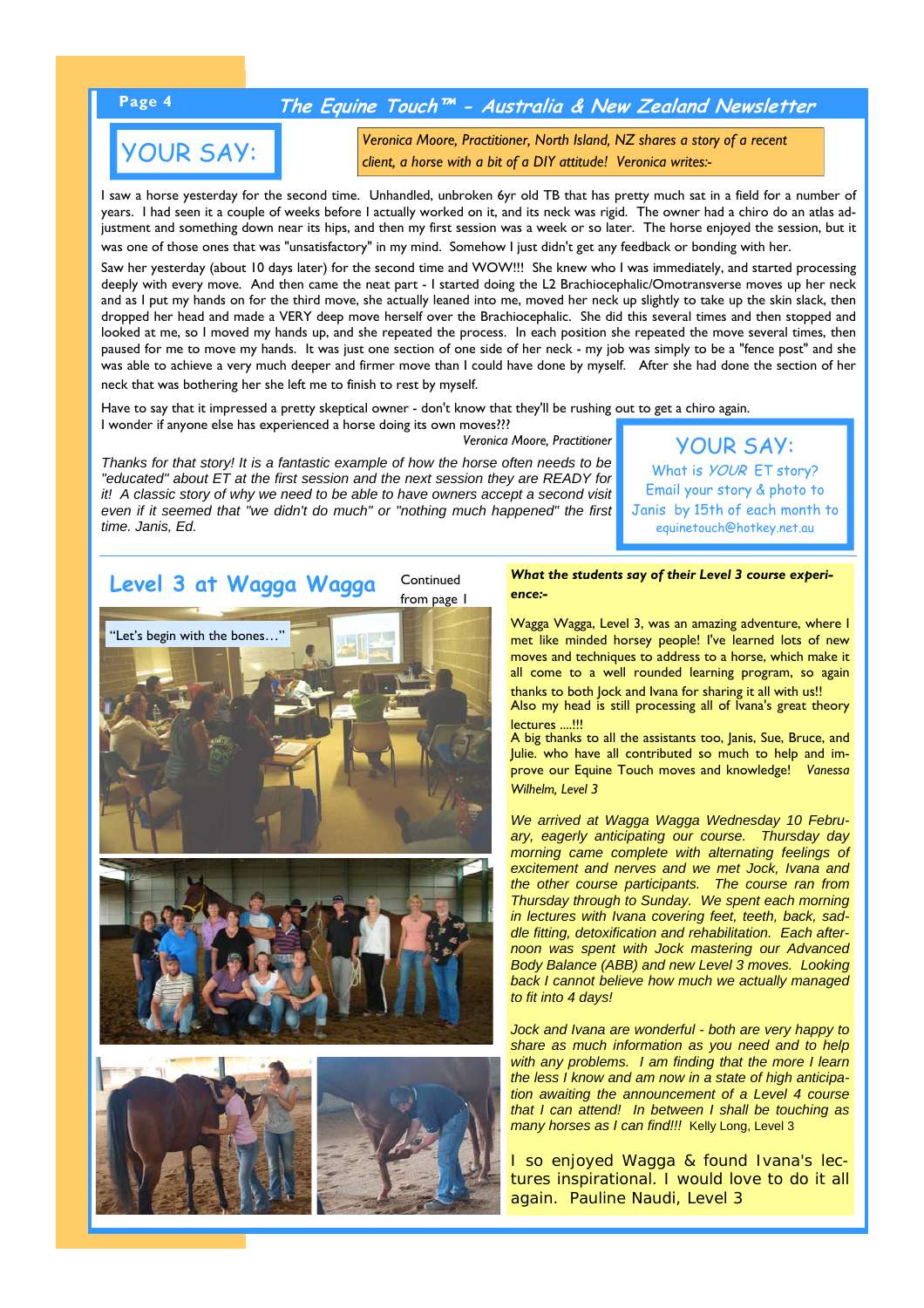## YOUR SAY:

*Veronica Moore, Practitioner, North Island, NZ shares a story of a recent client, a horse with a bit of a DIY attitude! Veronica writes:-*

I saw a horse yesterday for the second time. Unhandled, unbroken 6yr old TB that has pretty much sat in a field for a number of years. I had seen it a couple of weeks before I actually worked on it, and its neck was rigid. The owner had a chiro do an atlas adjustment and something down near its hips, and then my first session was a week or so later. The horse enjoyed the session, but it was one of those ones that was "unsatisfactory" in my mind. Somehow I just didn't get any feedback or bonding with her.

Saw her yesterday (about 10 days later) for the second time and WOW!!! She knew who I was immediately, and started processing deeply with every move. And then came the neat part - I started doing the L2 Brachiocephalic/Omotransverse moves up her neck and as I put my hands on for the third move, she actually leaned into me, moved her neck up slightly to take up the skin slack, then dropped her head and made a VERY deep move herself over the Brachiocephalic. She did this several times and then stopped and looked at me, so I moved my hands up, and she repeated the process. In each position she repeated the move several times, then paused for me to move my hands. It was just one section of one side of her neck - my job was simply to be a "fence post" and she was able to achieve a very much deeper and firmer move than I could have done by myself. After she had done the section of her neck that was bothering her she left me to finish to rest by myself.

Have to say that it impressed a pretty skeptical owner - don't know that they'll be rushing out to get a chiro again. I wonder if anyone else has experienced a horse doing its own moves???

*Veronica Moore, Practitioner*

*Thanks for that story! It is a fantastic example of how the horse often needs to be "educated" about ET at the first session and the next session they are READY for it! A classic story of why we need to be able to have owners accept a second visit even if it seemed that "we didn't do much" or "nothing much happened" the first time. Janis, Ed.*

**YOUR SAY:**
What is *YOUR* ET story?
Email your story & photo to Janis by 15th of each month to equinetouch@hotkey.net.au

## Level 3 at Wagga Wagga

Continued from page 1

"Let's begin with the bones…"

***What the students say of their Level 3 course experience:-***

Wagga Wagga, Level 3, was an amazing adventure, where I met like minded horsey people! I've learned lots of new moves and techniques to address to a horse, which make it all come to a well rounded learning program, so again thanks to both Jock and Ivana for sharing it all with us!!
Also my head is still processing all of Ivana's great theory lectures ....!!!
A big thanks to all the assistants too, Janis, Sue, Bruce, and Julie. who have all contributed so much to help and improve our Equine Touch moves and knowledge! *Vanessa Wilhelm, Level 3*

*We arrived at Wagga Wagga Wednesday 10 February, eagerly anticipating our course. Thursday day morning came complete with alternating feelings of excitement and nerves and we met Jock, Ivana and the other course participants. The course ran from Thursday through to Sunday. We spent each morning in lectures with Ivana covering feet, teeth, back, saddle fitting, detoxification and rehabilitation. Each afternoon was spent with Jock mastering our Advanced Body Balance (ABB) and new Level 3 moves. Looking back I cannot believe how much we actually managed to fit into 4 days!*

*Jock and Ivana are wonderful - both are very happy to share as much information as you need and to help with any problems. I am finding that the more I learn the less I know and am now in a state of high anticipation awaiting the announcement of a Level 4 course that I can attend! In between I shall be touching as many horses as I can find!!!* Kelly Long, Level 3

I so enjoyed Wagga & found Ivana's lectures inspirational. I would love to do it all again. Pauline Naudi, Level 3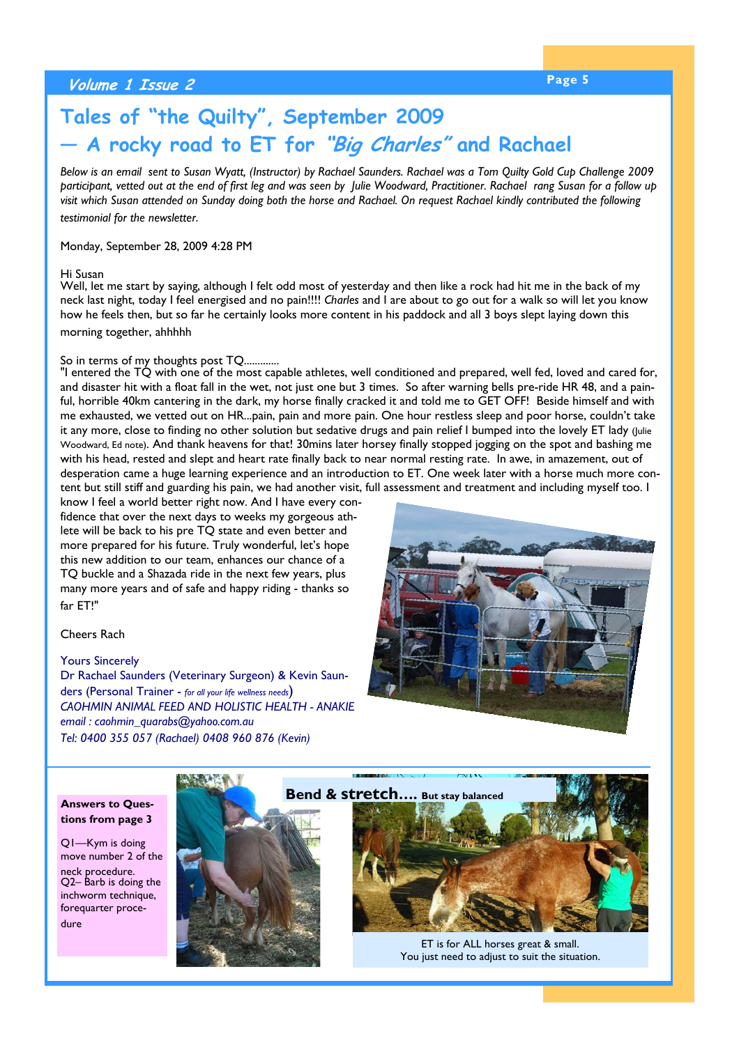# Tales of "the Quilty", September 2009 — A rocky road to ET for *"Big Charles"* and Rachael

*Below is an email sent to Susan Wyatt, (Instructor) by Rachael Saunders. Rachael was a Tom Quilty Gold Cup Challenge 2009 participant, vetted out at the end of first leg and was seen by Julie Woodward, Practitioner. Rachael rang Susan for a follow up visit which Susan attended on Sunday doing both the horse and Rachael. On request Rachael kindly contributed the following testimonial for the newsletter.*

Monday, September 28, 2009 4:28 PM

Hi Susan
Well, let me start by saying, although I felt odd most of yesterday and then like a rock had hit me in the back of my neck last night, today I feel energised and no pain!!!! *Charles* and I are about to go out for a walk so will let you know how he feels then, but so far he certainly looks more content in his paddock and all 3 boys slept laying down this morning together, ahhhhh

So in terms of my thoughts post TQ............
"I entered the TQ with one of the most capable athletes, well conditioned and prepared, well fed, loved and cared for, and disaster hit with a float fall in the wet, not just one but 3 times. So after warning bells pre-ride HR 48, and a painful, horrible 40km cantering in the dark, my horse finally cracked it and told me to GET OFF! Beside himself and with me exhausted, we vetted out on HR...pain, pain and more pain. One hour restless sleep and poor horse, couldn't take it any more, close to finding no other solution but sedative drugs and pain relief I bumped into the lovely ET lady (Julie Woodward, Ed note). And thank heavens for that! 30mins later horsey finally stopped jogging on the spot and bashing me with his head, rested and slept and heart rate finally back to near normal resting rate. In awe, in amazement, out of desperation came a huge learning experience and an introduction to ET. One week later with a horse much more content but still stiff and guarding his pain, we had another visit, full assessment and treatment and including myself too. I know I feel a world better right now. And I have every confidence that over the next days to weeks my gorgeous athlete will be back to his pre TQ state and even better and more prepared for his future. Truly wonderful, let's hope this new addition to our team, enhances our chance of a TQ buckle and a Shazada ride in the next few years, plus many more years and of safe and happy riding - thanks so far ET!"

Cheers Rach

Yours Sincerely
Dr Rachael Saunders (Veterinary Surgeon) & Kevin Saunders (Personal Trainer - *for all your life wellness needs*)
*CAOHMIN ANIMAL FEED AND HOLISTIC HEALTH - ANAKIE*
*email : caohmin_quarabs@yahoo.com.au*
*Tel: 0400 355 057 (Rachael) 0408 960 876 (Kevin)*

---

**Answers to Questions from page 3**

Q1—Kym is doing move number 2 of the neck procedure.
Q2– Barb is doing the inchworm technique, forequarter procedure

**Bend & stretch.... But stay balanced**

ET is for ALL horses great & small.
You just need to adjust to suit the situation.